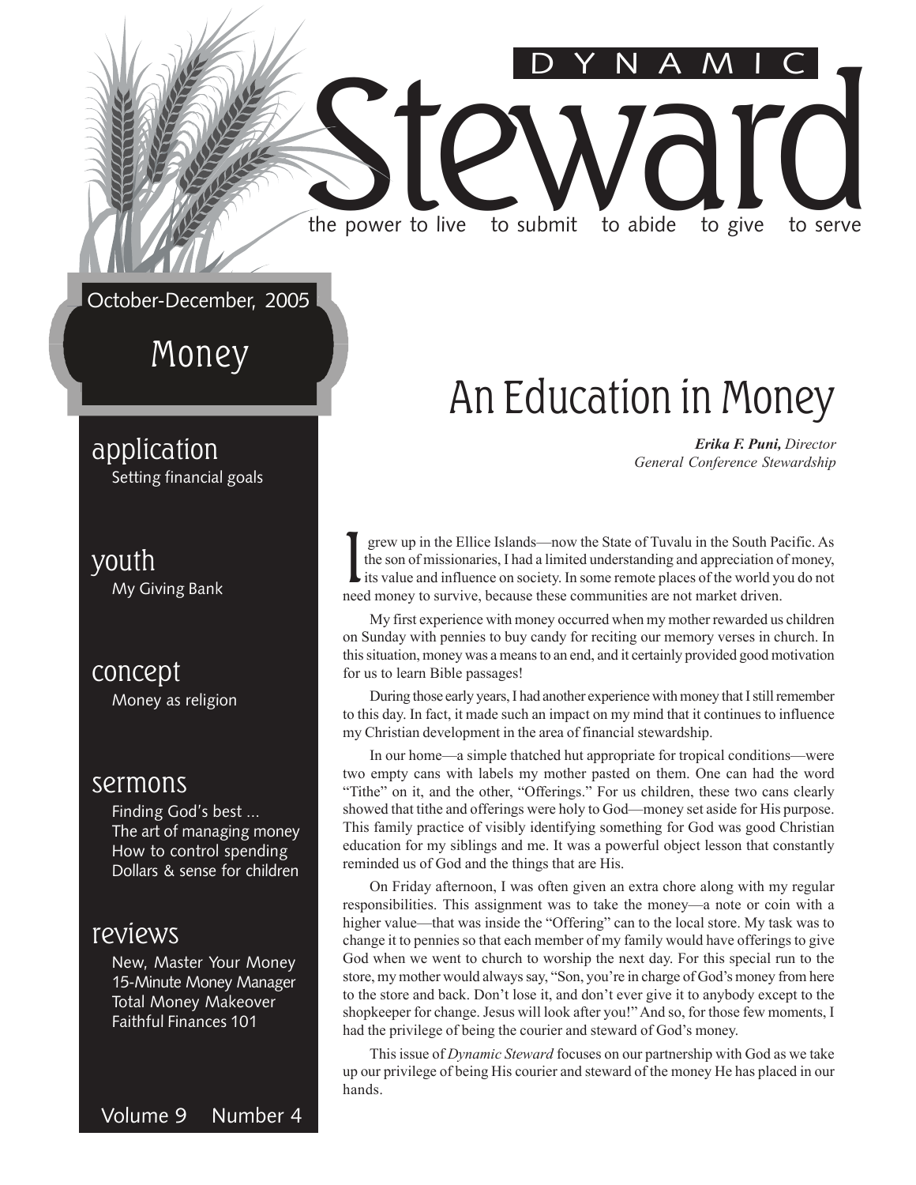# DYNAMIC Steward

the power to live to submit to abide to give to serve

October-December, 2005

## Money

### application
Setting financial goals

### youth
My Giving Bank

### concept
Money as religion

### sermons
Finding God's best ...
The art of managing money
How to control spending
Dollars & sense for children

### reviews
New, Master Your Money
15-Minute Money Manager
Total Money Makeover
Faithful Finances 101

Volume 9 Number 4

# An Education in Money

***Erika F. Puni,*** *Director*
*General Conference Stewardship*

I grew up in the Ellice Islands—now the State of Tuvalu in the South Pacific. As the son of missionaries, I had a limited understanding and appreciation of money, its value and influence on society. In some remote places of the world you do not need money to survive, because these communities are not market driven.

My first experience with money occurred when my mother rewarded us children on Sunday with pennies to buy candy for reciting our memory verses in church. In this situation, money was a means to an end, and it certainly provided good motivation for us to learn Bible passages!

During those early years, I had another experience with money that I still remember to this day. In fact, it made such an impact on my mind that it continues to influence my Christian development in the area of financial stewardship.

In our home—a simple thatched hut appropriate for tropical conditions—were two empty cans with labels my mother pasted on them. One can had the word "Tithe" on it, and the other, "Offerings." For us children, these two cans clearly showed that tithe and offerings were holy to God—money set aside for His purpose. This family practice of visibly identifying something for God was good Christian education for my siblings and me. It was a powerful object lesson that constantly reminded us of God and the things that are His.

On Friday afternoon, I was often given an extra chore along with my regular responsibilities. This assignment was to take the money—a note or coin with a higher value—that was inside the "Offering" can to the local store. My task was to change it to pennies so that each member of my family would have offerings to give God when we went to church to worship the next day. For this special run to the store, my mother would always say, "Son, you're in charge of God's money from here to the store and back. Don't lose it, and don't ever give it to anybody except to the shopkeeper for change. Jesus will look after you!" And so, for those few moments, I had the privilege of being the courier and steward of God's money.

This issue of *Dynamic Steward* focuses on our partnership with God as we take up our privilege of being His courier and steward of the money He has placed in our hands.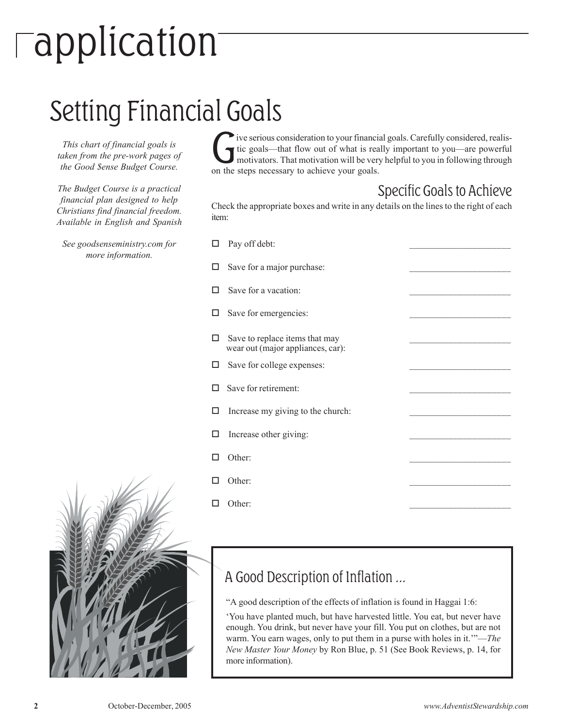# application

## Setting Financial Goals

*This chart of financial goals is taken from the pre-work pages of the Good $ense Budget Course.*

*The Budget Course is a practical financial plan designed to help Christians find financial freedom. Available in English and Spanish*

*See goodsenseministry.com for more information.*

Give serious consideration to your financial goals. Carefully considered, realistic goals—that flow out of what is really important to you—are powerful motivators. That motivation will be very helpful to you in following through on the steps necessary to achieve your goals.

### Specific Goals to Achieve

Check the appropriate boxes and write in any details on the lines to the right of each item:

- ☐ Pay off debt: \_\_\_\_\_\_\_\_\_\_\_\_\_\_\_\_\_\_\_\_\_\_
- ☐ Save for a major purchase: \_\_\_\_\_\_\_\_\_\_\_\_\_\_\_\_\_\_\_\_\_\_
- ☐ Save for a vacation: \_\_\_\_\_\_\_\_\_\_\_\_\_\_\_\_\_\_\_\_\_\_
- ☐ Save for emergencies: \_\_\_\_\_\_\_\_\_\_\_\_\_\_\_\_\_\_\_\_\_\_
- ☐ Save to replace items that may wear out (major appliances, car): \_\_\_\_\_\_\_\_\_\_\_\_\_\_\_\_\_\_\_\_\_\_
- ☐ Save for college expenses: \_\_\_\_\_\_\_\_\_\_\_\_\_\_\_\_\_\_\_\_\_\_
- ☐ Save for retirement: \_\_\_\_\_\_\_\_\_\_\_\_\_\_\_\_\_\_\_\_\_\_
- ☐ Increase my giving to the church: \_\_\_\_\_\_\_\_\_\_\_\_\_\_\_\_\_\_\_\_\_\_
- ☐ Increase other giving: \_\_\_\_\_\_\_\_\_\_\_\_\_\_\_\_\_\_\_\_\_\_
- ☐ Other: \_\_\_\_\_\_\_\_\_\_\_\_\_\_\_\_\_\_\_\_\_\_
- ☐ Other: \_\_\_\_\_\_\_\_\_\_\_\_\_\_\_\_\_\_\_\_\_\_
- ☐ Other: \_\_\_\_\_\_\_\_\_\_\_\_\_\_\_\_\_\_\_\_\_\_

### A Good Description of Inflation ...

"A good description of the effects of inflation is found in Haggai 1:6:

'You have planted much, but have harvested little. You eat, but never have enough. You drink, but never have your fill. You put on clothes, but are not warm. You earn wages, only to put them in a purse with holes in it.'"—*The New Master Your Money* by Ron Blue, p. 51 (See Book Reviews, p. 14, for more information).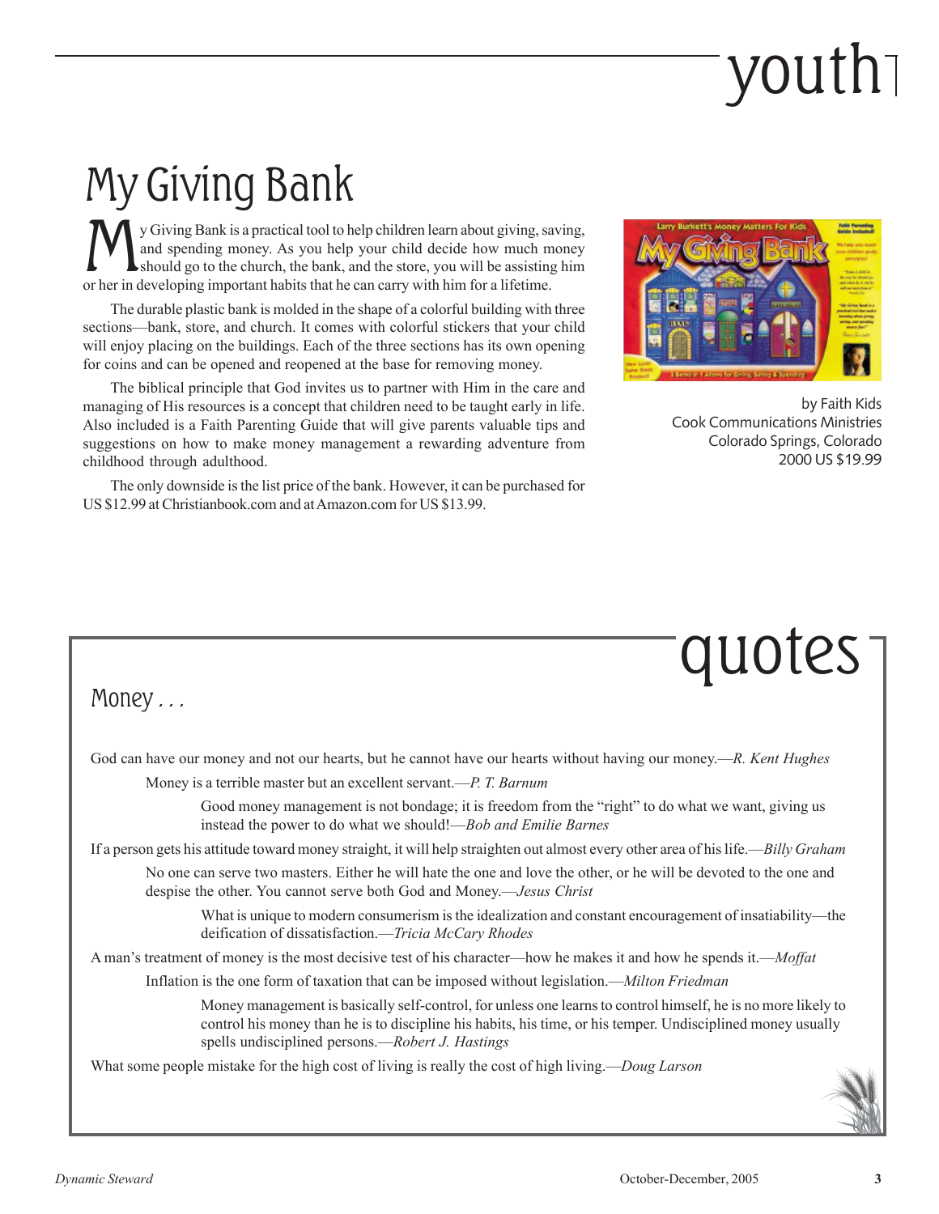# youth

## My Giving Bank

My Giving Bank is a practical tool to help children learn about giving, saving, and spending money. As you help your child decide how much money should go to the church, the bank, and the store, you will be assisting him or her in developing important habits that he can carry with him for a lifetime.

The durable plastic bank is molded in the shape of a colorful building with three sections—bank, store, and church. It comes with colorful stickers that your child will enjoy placing on the buildings. Each of the three sections has its own opening for coins and can be opened and reopened at the base for removing money.

The biblical principle that God invites us to partner with Him in the care and managing of His resources is a concept that children need to be taught early in life. Also included is a Faith Parenting Guide that will give parents valuable tips and suggestions on how to make money management a rewarding adventure from childhood through adulthood.

The only downside is the list price of the bank. However, it can be purchased for US $12.99 at Christianbook.com and at Amazon.com for US $13.99.

by Faith Kids
Cook Communications Ministries
Colorado Springs, Colorado
2000 US $19.99

# quotes

## Money . . .

God can have our money and not our hearts, but he cannot have our hearts without having our money.—*R. Kent Hughes*

Money is a terrible master but an excellent servant.—*P. T. Barnum*

Good money management is not bondage; it is freedom from the "right" to do what we want, giving us instead the power to do what we should!—*Bob and Emilie Barnes*

If a person gets his attitude toward money straight, it will help straighten out almost every other area of his life.—*Billy Graham*

No one can serve two masters. Either he will hate the one and love the other, or he will be devoted to the one and despise the other. You cannot serve both God and Money.—*Jesus Christ*

What is unique to modern consumerism is the idealization and constant encouragement of insatiability—the deification of dissatisfaction.—*Tricia McCary Rhodes*

A man's treatment of money is the most decisive test of his character—how he makes it and how he spends it.—*Moffat*

Inflation is the one form of taxation that can be imposed without legislation.—*Milton Friedman*

Money management is basically self-control, for unless one learns to control himself, he is no more likely to control his money than he is to discipline his habits, his time, or his temper. Undisciplined money usually spells undisciplined persons.—*Robert J. Hastings*

What some people mistake for the high cost of living is really the cost of high living.—*Doug Larson*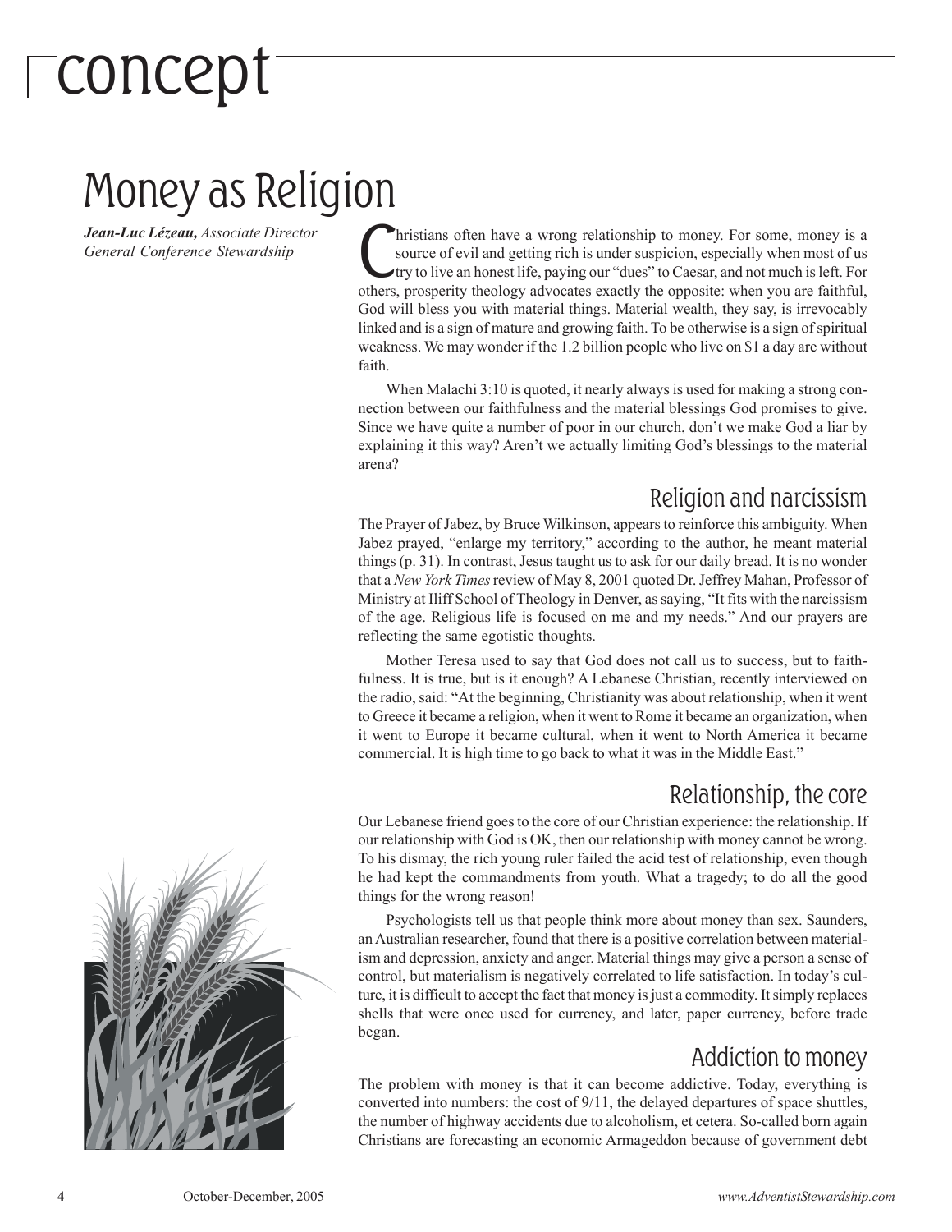# concept

## Money as Religion

***Jean-Luc Lézeau,*** *Associate Director General Conference Stewardship*

Christians often have a wrong relationship to money. For some, money is a source of evil and getting rich is under suspicion, especially when most of us try to live an honest life, paying our "dues" to Caesar, and not much is left. For others, prosperity theology advocates exactly the opposite: when you are faithful, God will bless you with material things. Material wealth, they say, is irrevocably linked and is a sign of mature and growing faith. To be otherwise is a sign of spiritual weakness. We may wonder if the 1.2 billion people who live on $1 a day are without faith.

When Malachi 3:10 is quoted, it nearly always is used for making a strong connection between our faithfulness and the material blessings God promises to give. Since we have quite a number of poor in our church, don't we make God a liar by explaining it this way? Aren't we actually limiting God's blessings to the material arena?

### Religion and narcissism

The Prayer of Jabez, by Bruce Wilkinson, appears to reinforce this ambiguity. When Jabez prayed, "enlarge my territory," according to the author, he meant material things (p. 31). In contrast, Jesus taught us to ask for our daily bread. It is no wonder that a *New York Times* review of May 8, 2001 quoted Dr. Jeffrey Mahan, Professor of Ministry at Iliff School of Theology in Denver, as saying, "It fits with the narcissism of the age. Religious life is focused on me and my needs." And our prayers are reflecting the same egotistic thoughts.

Mother Teresa used to say that God does not call us to success, but to faithfulness. It is true, but is it enough? A Lebanese Christian, recently interviewed on the radio, said: "At the beginning, Christianity was about relationship, when it went to Greece it became a religion, when it went to Rome it became an organization, when it went to Europe it became cultural, when it went to North America it became commercial. It is high time to go back to what it was in the Middle East."

### Relationship, the core

Our Lebanese friend goes to the core of our Christian experience: the relationship. If our relationship with God is OK, then our relationship with money cannot be wrong. To his dismay, the rich young ruler failed the acid test of relationship, even though he had kept the commandments from youth. What a tragedy; to do all the good things for the wrong reason!

Psychologists tell us that people think more about money than sex. Saunders, an Australian researcher, found that there is a positive correlation between materialism and depression, anxiety and anger. Material things may give a person a sense of control, but materialism is negatively correlated to life satisfaction. In today's culture, it is difficult to accept the fact that money is just a commodity. It simply replaces shells that were once used for currency, and later, paper currency, before trade began.

### Addiction to money

The problem with money is that it can become addictive. Today, everything is converted into numbers: the cost of 9/11, the delayed departures of space shuttles, the number of highway accidents due to alcoholism, et cetera. So-called born again Christians are forecasting an economic Armageddon because of government debt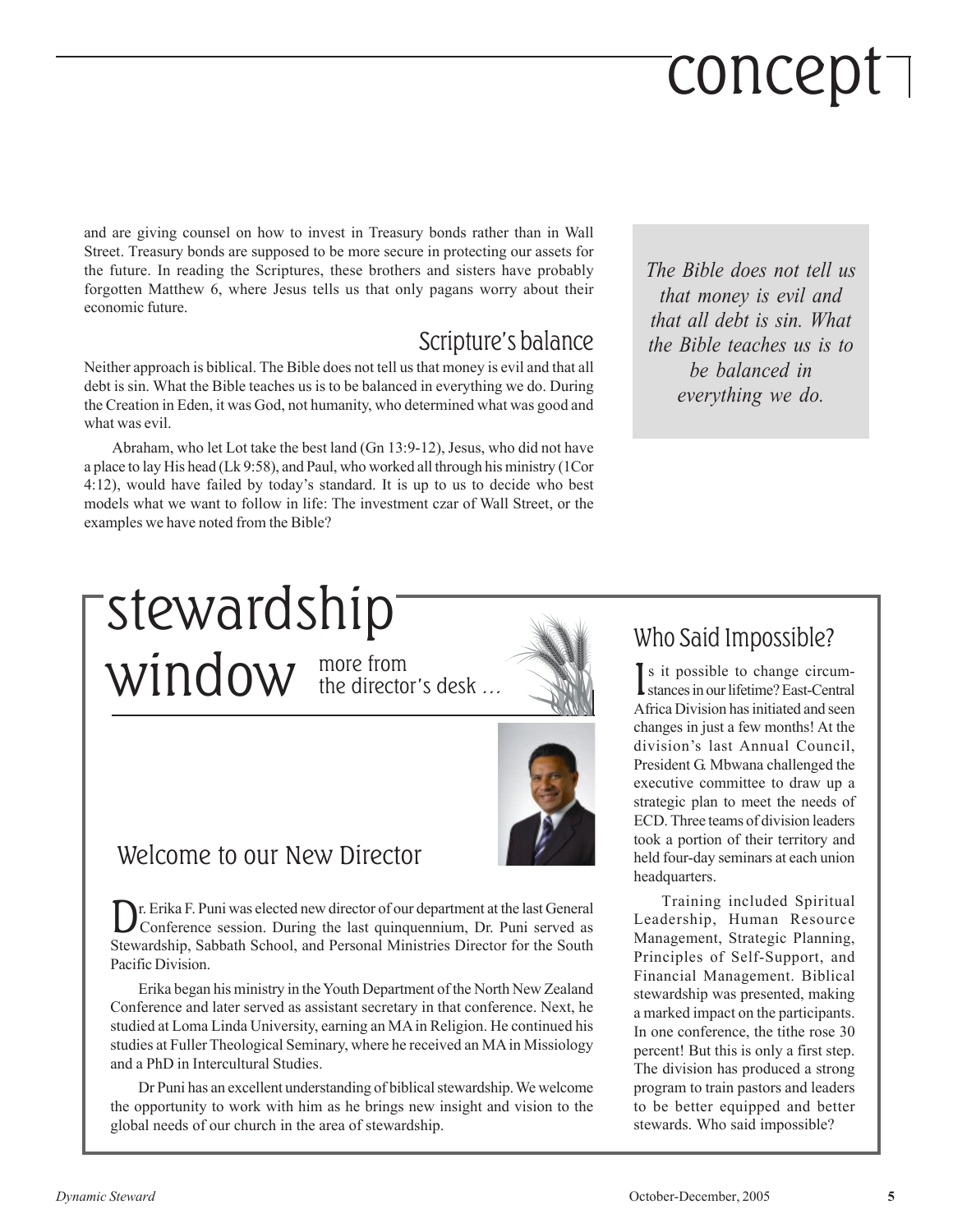and are giving counsel on how to invest in Treasury bonds rather than in Wall Street. Treasury bonds are supposed to be more secure in protecting our assets for the future. In reading the Scriptures, these brothers and sisters have probably forgotten Matthew 6, where Jesus tells us that only pagans worry about their economic future.

## Scripture's balance

Neither approach is biblical. The Bible does not tell us that money is evil and that all debt is sin. What the Bible teaches us is to be balanced in everything we do. During the Creation in Eden, it was God, not humanity, who determined what was good and what was evil.

Abraham, who let Lot take the best land (Gn 13:9-12), Jesus, who did not have a place to lay His head (Lk 9:58), and Paul, who worked all through his ministry (1Cor 4:12), would have failed by today's standard. It is up to us to decide who best models what we want to follow in life: The investment czar of Wall Street, or the examples we have noted from the Bible?

*The Bible does not tell us that money is evil and that all debt is sin. What the Bible teaches us is to be balanced in everything we do.*

# stewardship window

more from the director's desk ...

## Welcome to our New Director

Dr. Erika F. Puni was elected new director of our department at the last General Conference session. During the last quinquennium, Dr. Puni served as Stewardship, Sabbath School, and Personal Ministries Director for the South Pacific Division.

Erika began his ministry in the Youth Department of the North New Zealand Conference and later served as assistant secretary in that conference. Next, he studied at Loma Linda University, earning an MA in Religion. He continued his studies at Fuller Theological Seminary, where he received an MA in Missiology and a PhD in Intercultural Studies.

Dr Puni has an excellent understanding of biblical stewardship. We welcome the opportunity to work with him as he brings new insight and vision to the global needs of our church in the area of stewardship.

## Who Said Impossible?

Is it possible to change circumstances in our lifetime? East-Central Africa Division has initiated and seen changes in just a few months! At the division's last Annual Council, President G. Mbwana challenged the executive committee to draw up a strategic plan to meet the needs of ECD. Three teams of division leaders took a portion of their territory and held four-day seminars at each union headquarters.

Training included Spiritual Leadership, Human Resource Management, Strategic Planning, Principles of Self-Support, and Financial Management. Biblical stewardship was presented, making a marked impact on the participants. In one conference, the tithe rose 30 percent! But this is only a first step. The division has produced a strong program to train pastors and leaders to be better equipped and better stewards. Who said impossible?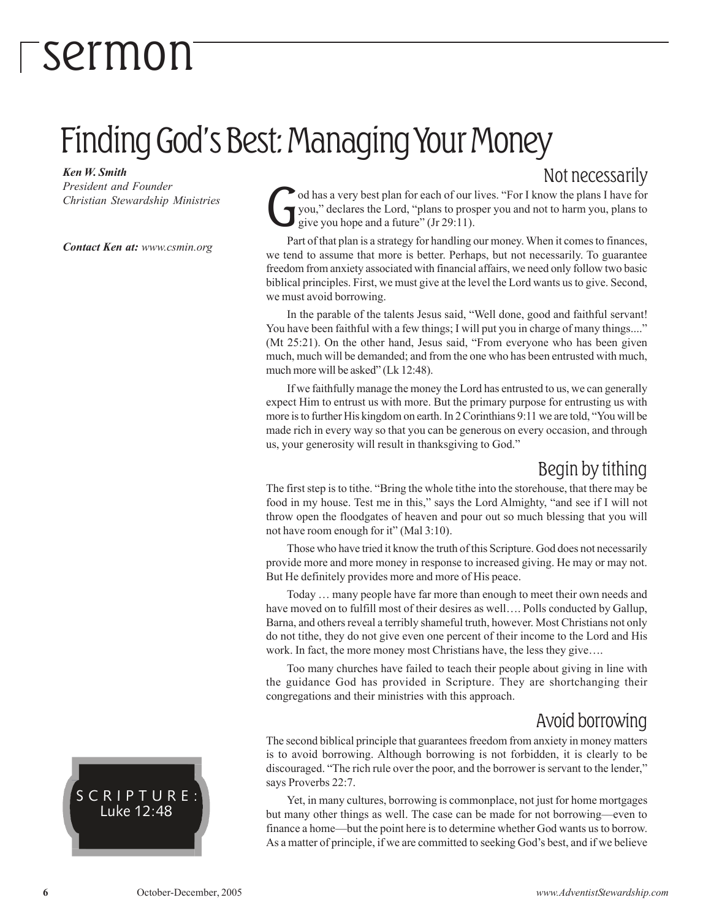# sermon

## Finding God's Best: Managing Your Money

***Ken W. Smith***
*President and Founder*
*Christian Stewardship Ministries*

***Contact Ken at:*** *www.csmin.org*

SCRIPTURE:
Luke 12:48

### Not necessarily

God has a very best plan for each of our lives. "For I know the plans I have for you," declares the Lord, "plans to prosper you and not to harm you, plans to give you hope and a future" (Jr 29:11).

Part of that plan is a strategy for handling our money. When it comes to finances, we tend to assume that more is better. Perhaps, but not necessarily. To guarantee freedom from anxiety associated with financial affairs, we need only follow two basic biblical principles. First, we must give at the level the Lord wants us to give. Second, we must avoid borrowing.

In the parable of the talents Jesus said, "Well done, good and faithful servant! You have been faithful with a few things; I will put you in charge of many things...." (Mt 25:21). On the other hand, Jesus said, "From everyone who has been given much, much will be demanded; and from the one who has been entrusted with much, much more will be asked" (Lk 12:48).

If we faithfully manage the money the Lord has entrusted to us, we can generally expect Him to entrust us with more. But the primary purpose for entrusting us with more is to further His kingdom on earth. In 2 Corinthians 9:11 we are told, "You will be made rich in every way so that you can be generous on every occasion, and through us, your generosity will result in thanksgiving to God."

### Begin by tithing

The first step is to tithe. "Bring the whole tithe into the storehouse, that there may be food in my house. Test me in this," says the Lord Almighty, "and see if I will not throw open the floodgates of heaven and pour out so much blessing that you will not have room enough for it" (Mal 3:10).

Those who have tried it know the truth of this Scripture. God does not necessarily provide more and more money in response to increased giving. He may or may not. But He definitely provides more and more of His peace.

Today … many people have far more than enough to meet their own needs and have moved on to fulfill most of their desires as well…. Polls conducted by Gallup, Barna, and others reveal a terribly shameful truth, however. Most Christians not only do not tithe, they do not give even one percent of their income to the Lord and His work. In fact, the more money most Christians have, the less they give….

Too many churches have failed to teach their people about giving in line with the guidance God has provided in Scripture. They are shortchanging their congregations and their ministries with this approach.

### Avoid borrowing

The second biblical principle that guarantees freedom from anxiety in money matters is to avoid borrowing. Although borrowing is not forbidden, it is clearly to be discouraged. "The rich rule over the poor, and the borrower is servant to the lender," says Proverbs 22:7.

Yet, in many cultures, borrowing is commonplace, not just for home mortgages but many other things as well. The case can be made for not borrowing—even to finance a home—but the point here is to determine whether God wants us to borrow. As a matter of principle, if we are committed to seeking God's best, and if we believe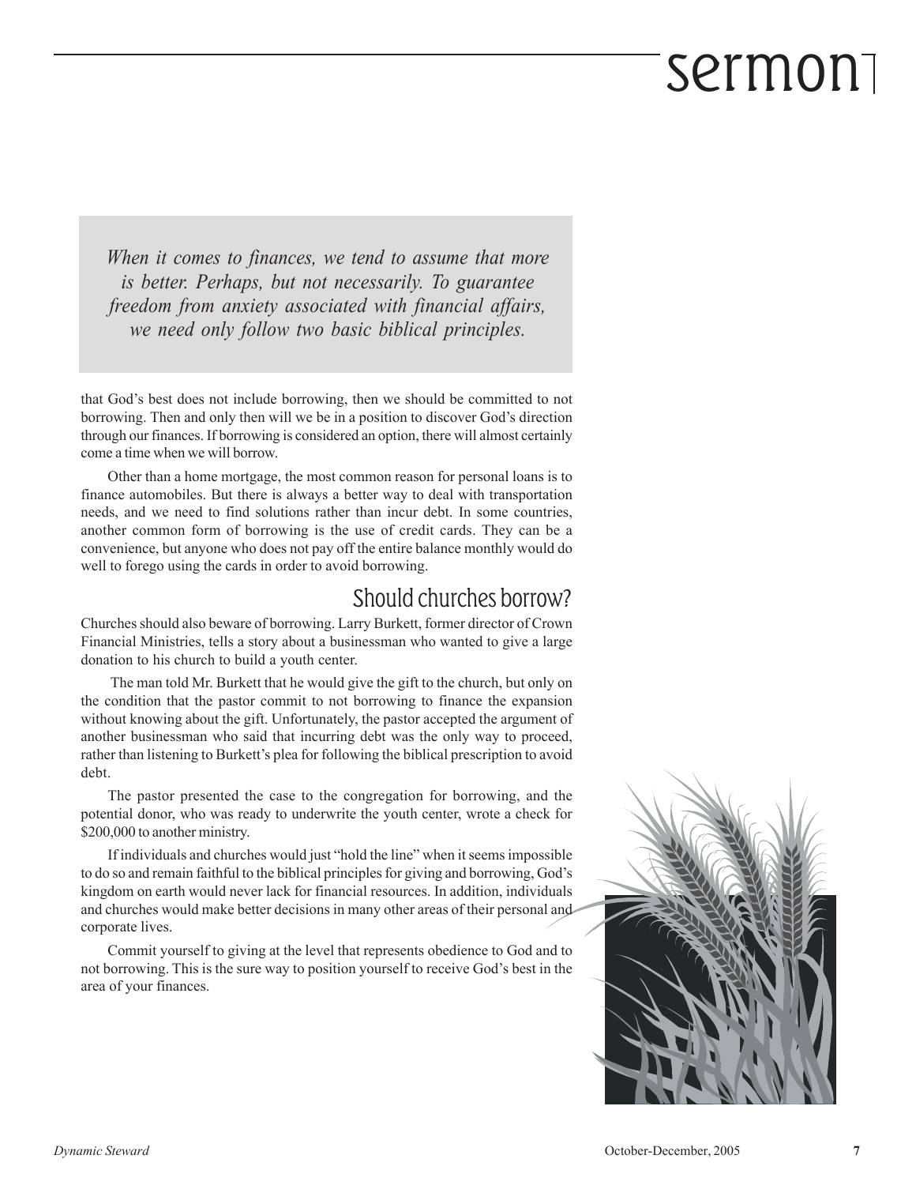*When it comes to finances, we tend to assume that more is better. Perhaps, but not necessarily. To guarantee freedom from anxiety associated with financial affairs, we need only follow two basic biblical principles.*

that God's best does not include borrowing, then we should be committed to not borrowing. Then and only then will we be in a position to discover God's direction through our finances. If borrowing is considered an option, there will almost certainly come a time when we will borrow.

Other than a home mortgage, the most common reason for personal loans is to finance automobiles. But there is always a better way to deal with transportation needs, and we need to find solutions rather than incur debt. In some countries, another common form of borrowing is the use of credit cards. They can be a convenience, but anyone who does not pay off the entire balance monthly would do well to forego using the cards in order to avoid borrowing.

## Should churches borrow?

Churches should also beware of borrowing. Larry Burkett, former director of Crown Financial Ministries, tells a story about a businessman who wanted to give a large donation to his church to build a youth center.

The man told Mr. Burkett that he would give the gift to the church, but only on the condition that the pastor commit to not borrowing to finance the expansion without knowing about the gift. Unfortunately, the pastor accepted the argument of another businessman who said that incurring debt was the only way to proceed, rather than listening to Burkett's plea for following the biblical prescription to avoid debt.

The pastor presented the case to the congregation for borrowing, and the potential donor, who was ready to underwrite the youth center, wrote a check for $200,000 to another ministry.

If individuals and churches would just "hold the line" when it seems impossible to do so and remain faithful to the biblical principles for giving and borrowing, God's kingdom on earth would never lack for financial resources. In addition, individuals and churches would make better decisions in many other areas of their personal and corporate lives.

Commit yourself to giving at the level that represents obedience to God and to not borrowing. This is the sure way to position yourself to receive God's best in the area of your finances.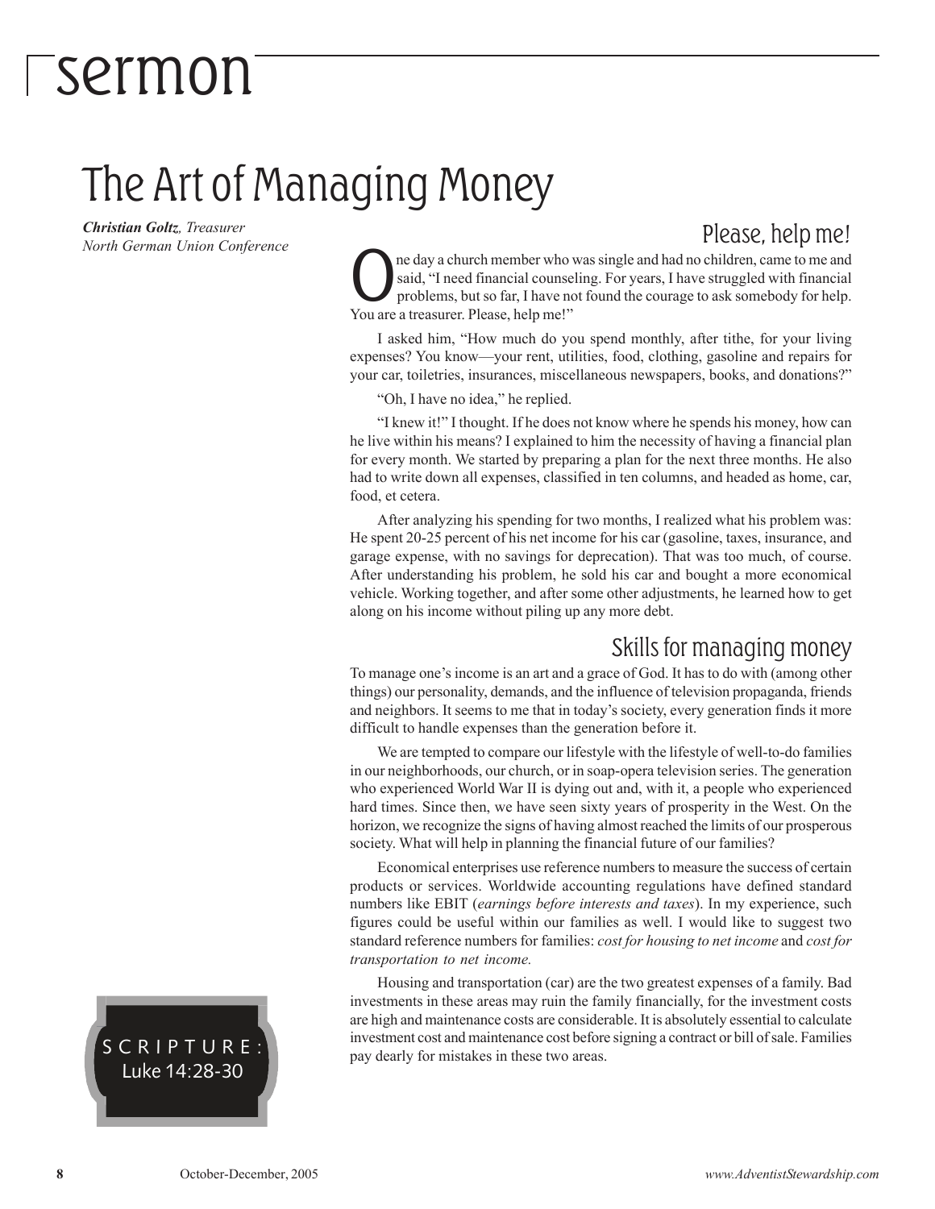# sermon

## The Art of Managing Money

***Christian Goltz**, Treasurer*
*North German Union Conference*

SCRIPTURE: Luke 14:28-30

### Please, help me!

One day a church member who was single and had no children, came to me and said, "I need financial counseling. For years, I have struggled with financial problems, but so far, I have not found the courage to ask somebody for help. You are a treasurer. Please, help me!"

I asked him, "How much do you spend monthly, after tithe, for your living expenses? You know—your rent, utilities, food, clothing, gasoline and repairs for your car, toiletries, insurances, miscellaneous newspapers, books, and donations?"

"Oh, I have no idea," he replied.

"I knew it!" I thought. If he does not know where he spends his money, how can he live within his means? I explained to him the necessity of having a financial plan for every month. We started by preparing a plan for the next three months. He also had to write down all expenses, classified in ten columns, and headed as home, car, food, et cetera.

After analyzing his spending for two months, I realized what his problem was: He spent 20-25 percent of his net income for his car (gasoline, taxes, insurance, and garage expense, with no savings for deprecation). That was too much, of course. After understanding his problem, he sold his car and bought a more economical vehicle. Working together, and after some other adjustments, he learned how to get along on his income without piling up any more debt.

### Skills for managing money

To manage one's income is an art and a grace of God. It has to do with (among other things) our personality, demands, and the influence of television propaganda, friends and neighbors. It seems to me that in today's society, every generation finds it more difficult to handle expenses than the generation before it.

We are tempted to compare our lifestyle with the lifestyle of well-to-do families in our neighborhoods, our church, or in soap-opera television series. The generation who experienced World War II is dying out and, with it, a people who experienced hard times. Since then, we have seen sixty years of prosperity in the West. On the horizon, we recognize the signs of having almost reached the limits of our prosperous society. What will help in planning the financial future of our families?

Economical enterprises use reference numbers to measure the success of certain products or services. Worldwide accounting regulations have defined standard numbers like EBIT (*earnings before interests and taxes*). In my experience, such figures could be useful within our families as well. I would like to suggest two standard reference numbers for families: *cost for housing to net income* and *cost for transportation to net income.*

Housing and transportation (car) are the two greatest expenses of a family. Bad investments in these areas may ruin the family financially, for the investment costs are high and maintenance costs are considerable. It is absolutely essential to calculate investment cost and maintenance cost before signing a contract or bill of sale. Families pay dearly for mistakes in these two areas.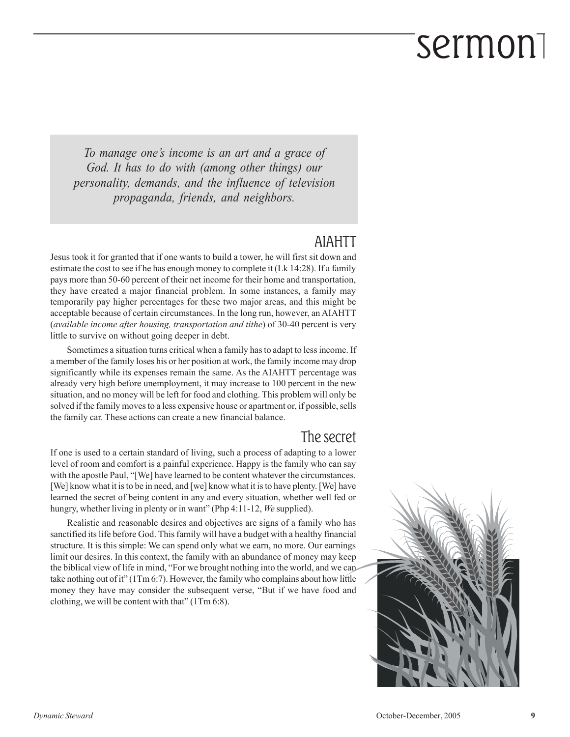*To manage one's income is an art and a grace of God. It has to do with (among other things) our personality, demands, and the influence of television propaganda, friends, and neighbors.*

## AIAHTT

Jesus took it for granted that if one wants to build a tower, he will first sit down and estimate the cost to see if he has enough money to complete it (Lk 14:28). If a family pays more than 50-60 percent of their net income for their home and transportation, they have created a major financial problem. In some instances, a family may temporarily pay higher percentages for these two major areas, and this might be acceptable because of certain circumstances. In the long run, however, an AIAHTT (*available income after housing, transportation and tithe*) of 30-40 percent is very little to survive on without going deeper in debt.

Sometimes a situation turns critical when a family has to adapt to less income. If a member of the family loses his or her position at work, the family income may drop significantly while its expenses remain the same. As the AIAHTT percentage was already very high before unemployment, it may increase to 100 percent in the new situation, and no money will be left for food and clothing. This problem will only be solved if the family moves to a less expensive house or apartment or, if possible, sells the family car. These actions can create a new financial balance.

## The secret

If one is used to a certain standard of living, such a process of adapting to a lower level of room and comfort is a painful experience. Happy is the family who can say with the apostle Paul, "[We] have learned to be content whatever the circumstances. [We] know what it is to be in need, and [we] know what it is to have plenty. [We] have learned the secret of being content in any and every situation, whether well fed or hungry, whether living in plenty or in want" (Php 4:11-12, *We* supplied).

Realistic and reasonable desires and objectives are signs of a family who has sanctified its life before God. This family will have a budget with a healthy financial structure. It is this simple: We can spend only what we earn, no more. Our earnings limit our desires. In this context, the family with an abundance of money may keep the biblical view of life in mind, "For we brought nothing into the world, and we can take nothing out of it" (1Tm 6:7). However, the family who complains about how little money they have may consider the subsequent verse, "But if we have food and clothing, we will be content with that" (1Tm 6:8).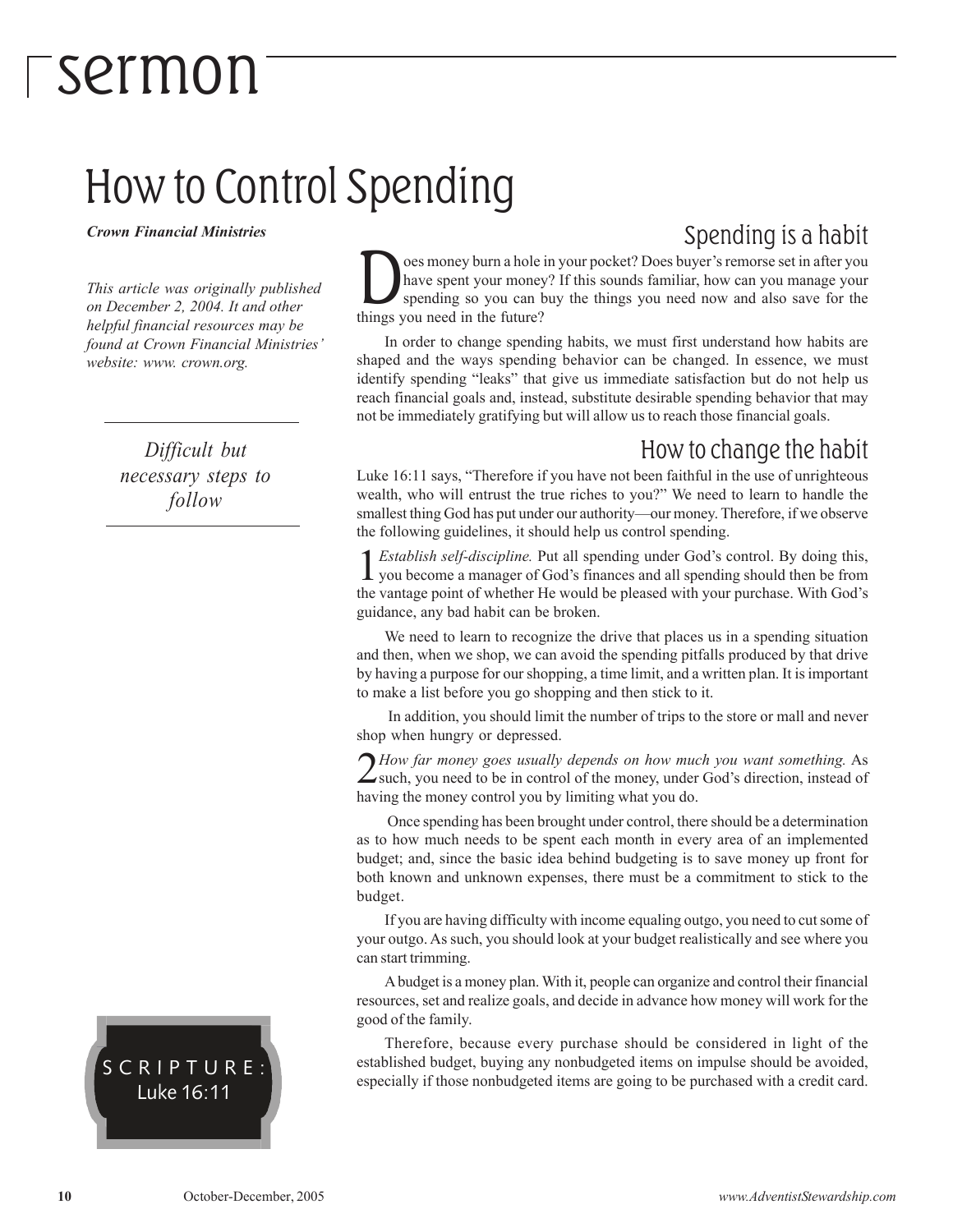# sermon

## How to Control Spending

***Crown Financial Ministries***

*This article was originally published on December 2, 2004. It and other helpful financial resources may be found at Crown Financial Ministries' website: www. crown.org.*

*Difficult but necessary steps to follow*

SCRIPTURE: Luke 16:11

### Spending is a habit

Does money burn a hole in your pocket? Does buyer's remorse set in after you have spent your money? If this sounds familiar, how can you manage your spending so you can buy the things you need now and also save for the things you need in the future?

In order to change spending habits, we must first understand how habits are shaped and the ways spending behavior can be changed. In essence, we must identify spending "leaks" that give us immediate satisfaction but do not help us reach financial goals and, instead, substitute desirable spending behavior that may not be immediately gratifying but will allow us to reach those financial goals.

### How to change the habit

Luke 16:11 says, "Therefore if you have not been faithful in the use of unrighteous wealth, who will entrust the true riches to you?" We need to learn to handle the smallest thing God has put under our authority—our money. Therefore, if we observe the following guidelines, it should help us control spending.

1 *Establish self-discipline.* Put all spending under God's control. By doing this, you become a manager of God's finances and all spending should then be from the vantage point of whether He would be pleased with your purchase. With God's guidance, any bad habit can be broken.

We need to learn to recognize the drive that places us in a spending situation and then, when we shop, we can avoid the spending pitfalls produced by that drive by having a purpose for our shopping, a time limit, and a written plan. It is important to make a list before you go shopping and then stick to it.

In addition, you should limit the number of trips to the store or mall and never shop when hungry or depressed.

2 *How far money goes usually depends on how much you want something.* As such, you need to be in control of the money, under God's direction, instead of having the money control you by limiting what you do.

Once spending has been brought under control, there should be a determination as to how much needs to be spent each month in every area of an implemented budget; and, since the basic idea behind budgeting is to save money up front for both known and unknown expenses, there must be a commitment to stick to the budget.

If you are having difficulty with income equaling outgo, you need to cut some of your outgo. As such, you should look at your budget realistically and see where you can start trimming.

A budget is a money plan. With it, people can organize and control their financial resources, set and realize goals, and decide in advance how money will work for the good of the family.

Therefore, because every purchase should be considered in light of the established budget, buying any nonbudgeted items on impulse should be avoided, especially if those nonbudgeted items are going to be purchased with a credit card.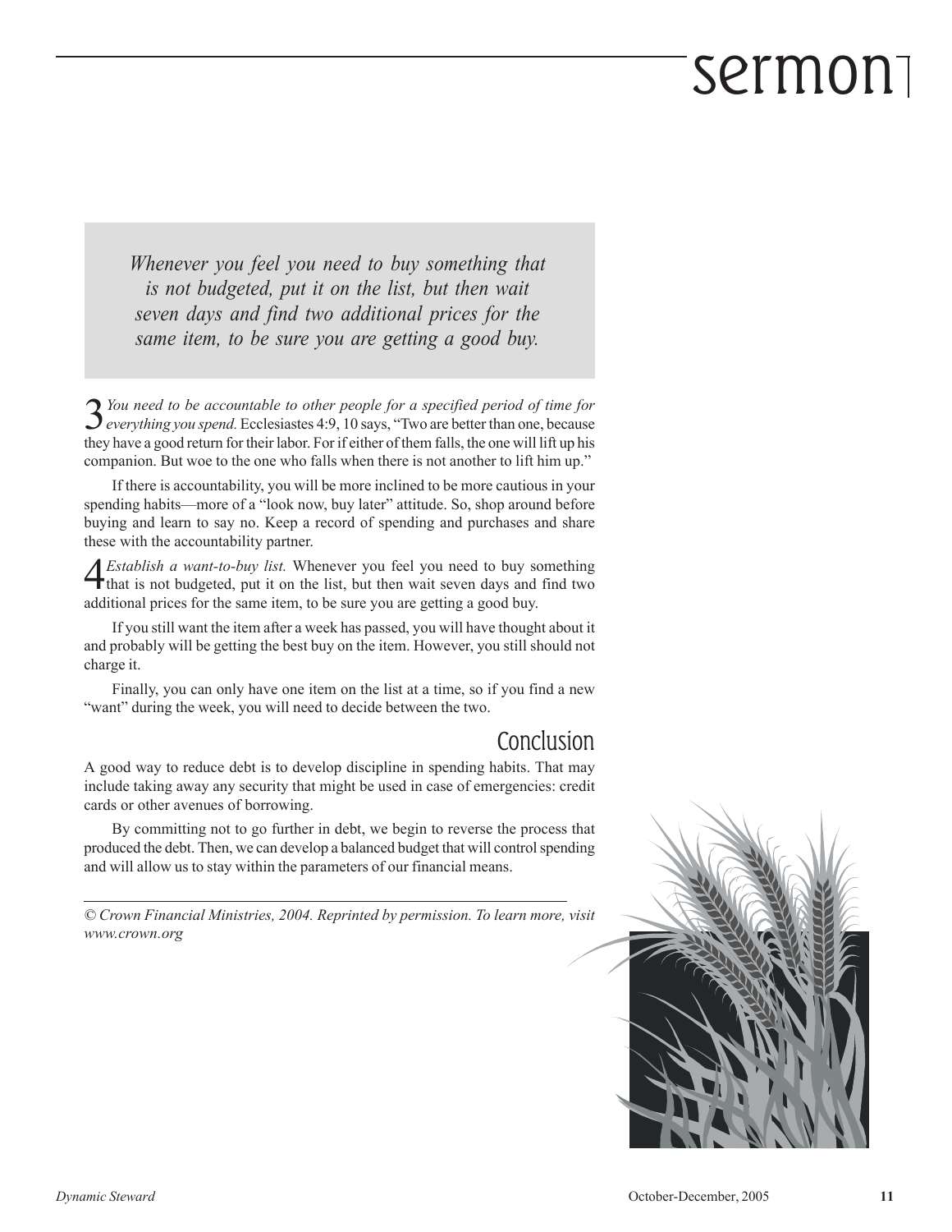*Whenever you feel you need to buy something that is not budgeted, put it on the list, but then wait seven days and find two additional prices for the same item, to be sure you are getting a good buy.*

3 *You need to be accountable to other people for a specified period of time for everything you spend.* Ecclesiastes 4:9, 10 says, "Two are better than one, because they have a good return for their labor. For if either of them falls, the one will lift up his companion. But woe to the one who falls when there is not another to lift him up."

If there is accountability, you will be more inclined to be more cautious in your spending habits—more of a "look now, buy later" attitude. So, shop around before buying and learn to say no. Keep a record of spending and purchases and share these with the accountability partner.

4 *Establish a want-to-buy list.* Whenever you feel you need to buy something that is not budgeted, put it on the list, but then wait seven days and find two additional prices for the same item, to be sure you are getting a good buy.

If you still want the item after a week has passed, you will have thought about it and probably will be getting the best buy on the item. However, you still should not charge it.

Finally, you can only have one item on the list at a time, so if you find a new "want" during the week, you will need to decide between the two.

## Conclusion

A good way to reduce debt is to develop discipline in spending habits. That may include taking away any security that might be used in case of emergencies: credit cards or other avenues of borrowing.

By committing not to go further in debt, we begin to reverse the process that produced the debt. Then, we can develop a balanced budget that will control spending and will allow us to stay within the parameters of our financial means.

---

*© Crown Financial Ministries, 2004. Reprinted by permission. To learn more, visit www.crown.org*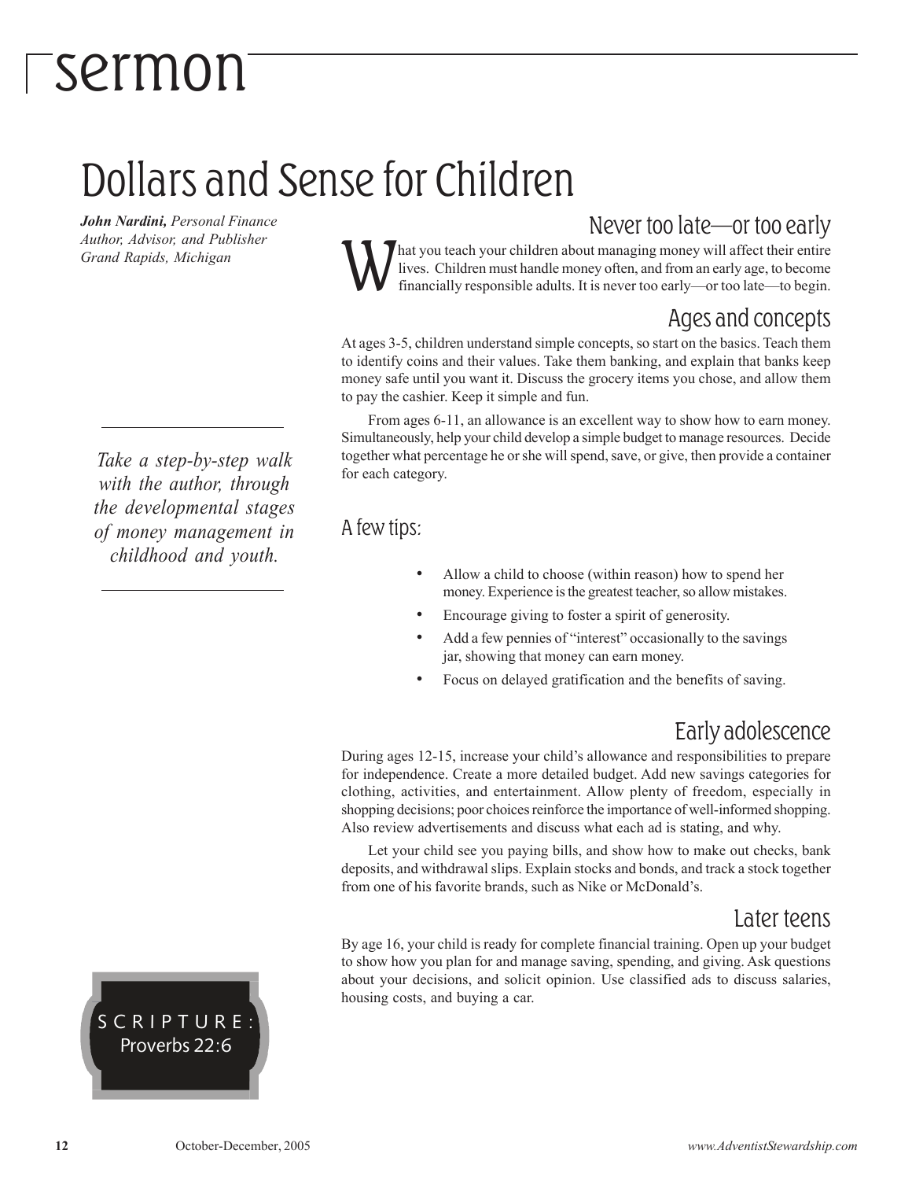# sermon

## Dollars and Sense for Children

***John Nardini,*** *Personal Finance Author, Advisor, and Publisher Grand Rapids, Michigan*

*Take a step-by-step walk with the author, through the developmental stages of money management in childhood and youth.*

SCRIPTURE: Proverbs 22:6

### Never too late—or too early

What you teach your children about managing money will affect their entire lives. Children must handle money often, and from an early age, to become financially responsible adults. It is never too early—or too late—to begin.

### Ages and concepts

At ages 3-5, children understand simple concepts, so start on the basics. Teach them to identify coins and their values. Take them banking, and explain that banks keep money safe until you want it. Discuss the grocery items you chose, and allow them to pay the cashier. Keep it simple and fun.

From ages 6-11, an allowance is an excellent way to show how to earn money. Simultaneously, help your child develop a simple budget to manage resources. Decide together what percentage he or she will spend, save, or give, then provide a container for each category.

### A few tips:

- Allow a child to choose (within reason) how to spend her money. Experience is the greatest teacher, so allow mistakes.
- Encourage giving to foster a spirit of generosity.
- Add a few pennies of "interest" occasionally to the savings jar, showing that money can earn money.
- Focus on delayed gratification and the benefits of saving.

### Early adolescence

During ages 12-15, increase your child's allowance and responsibilities to prepare for independence. Create a more detailed budget. Add new savings categories for clothing, activities, and entertainment. Allow plenty of freedom, especially in shopping decisions; poor choices reinforce the importance of well-informed shopping. Also review advertisements and discuss what each ad is stating, and why.

Let your child see you paying bills, and show how to make out checks, bank deposits, and withdrawal slips. Explain stocks and bonds, and track a stock together from one of his favorite brands, such as Nike or McDonald's.

### Later teens

By age 16, your child is ready for complete financial training. Open up your budget to show how you plan for and manage saving, spending, and giving. Ask questions about your decisions, and solicit opinion. Use classified ads to discuss salaries, housing costs, and buying a car.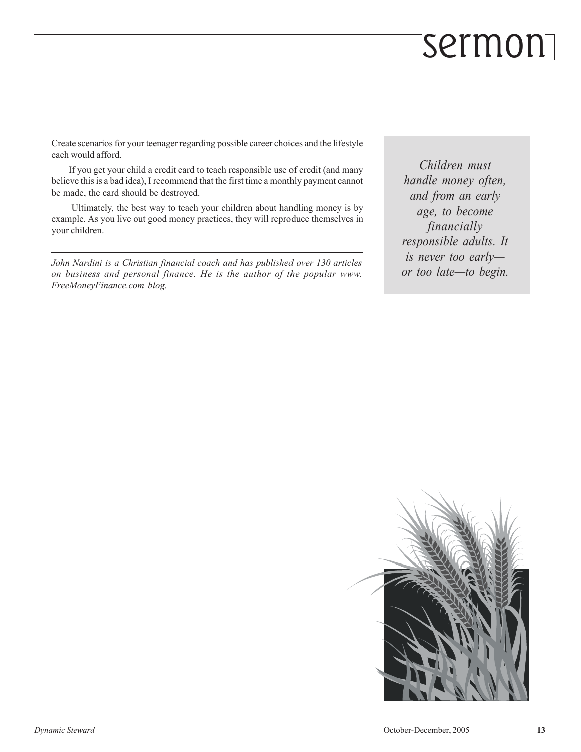Create scenarios for your teenager regarding possible career choices and the lifestyle each would afford.

If you get your child a credit card to teach responsible use of credit (and many believe this is a bad idea), I recommend that the first time a monthly payment cannot be made, the card should be destroyed.

Ultimately, the best way to teach your children about handling money is by example. As you live out good money practices, they will reproduce themselves in your children.

---

*John Nardini is a Christian financial coach and has published over 130 articles on business and personal finance. He is the author of the popular www.FreeMoneyFinance.com blog.*

> *Children must handle money often, and from an early age, to become financially responsible adults. It is never too early—or too late—to begin.*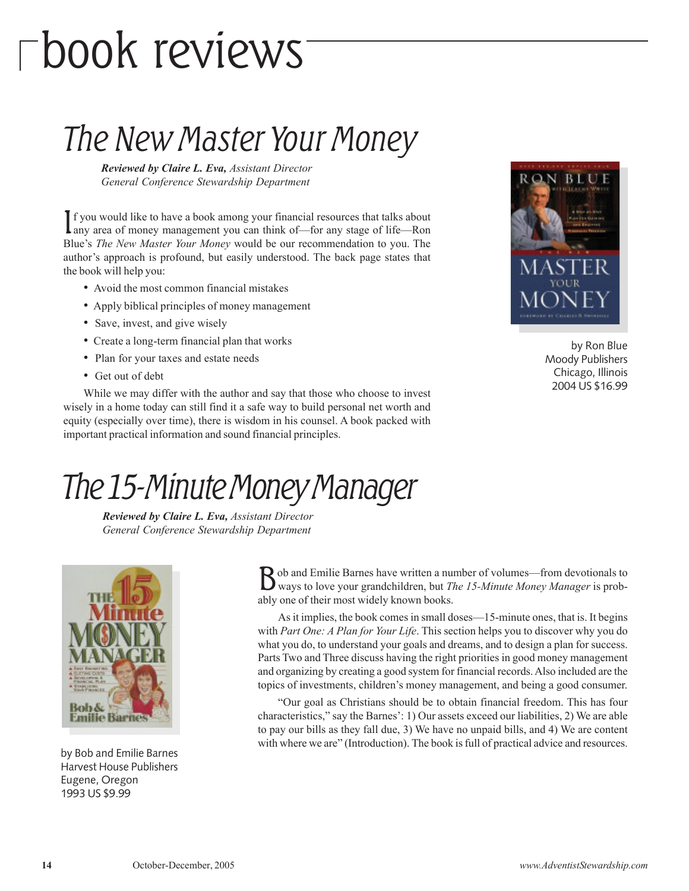# book reviews

## The New Master Your Money

***Reviewed by Claire L. Eva,*** *Assistant Director*
*General Conference Stewardship Department*

If you would like to have a book among your financial resources that talks about any area of money management you can think of—for any stage of life—Ron Blue's *The New Master Your Money* would be our recommendation to you. The author's approach is profound, but easily understood. The back page states that the book will help you:

- Avoid the most common financial mistakes
- Apply biblical principles of money management
- Save, invest, and give wisely
- Create a long-term financial plan that works
- Plan for your taxes and estate needs
- Get out of debt

While we may differ with the author and say that those who choose to invest wisely in a home today can still find it a safe way to build personal net worth and equity (especially over time), there is wisdom in his counsel. A book packed with important practical information and sound financial principles.

by Ron Blue
Moody Publishers
Chicago, Illinois
2004 US $16.99

## The 15-Minute Money Manager

***Reviewed by Claire L. Eva,*** *Assistant Director*
*General Conference Stewardship Department*

by Bob and Emilie Barnes
Harvest House Publishers
Eugene, Oregon
1993 US $9.99

Bob and Emilie Barnes have written a number of volumes—from devotionals to ways to love your grandchildren, but *The 15-Minute Money Manager* is probably one of their most widely known books.

As it implies, the book comes in small doses—15-minute ones, that is. It begins with *Part One: A Plan for Your Life*. This section helps you to discover why you do what you do, to understand your goals and dreams, and to design a plan for success. Parts Two and Three discuss having the right priorities in good money management and organizing by creating a good system for financial records. Also included are the topics of investments, children's money management, and being a good consumer.

"Our goal as Christians should be to obtain financial freedom. This has four characteristics," say the Barnes': 1) Our assets exceed our liabilities, 2) We are able to pay our bills as they fall due, 3) We have no unpaid bills, and 4) We are content with where we are" (Introduction). The book is full of practical advice and resources.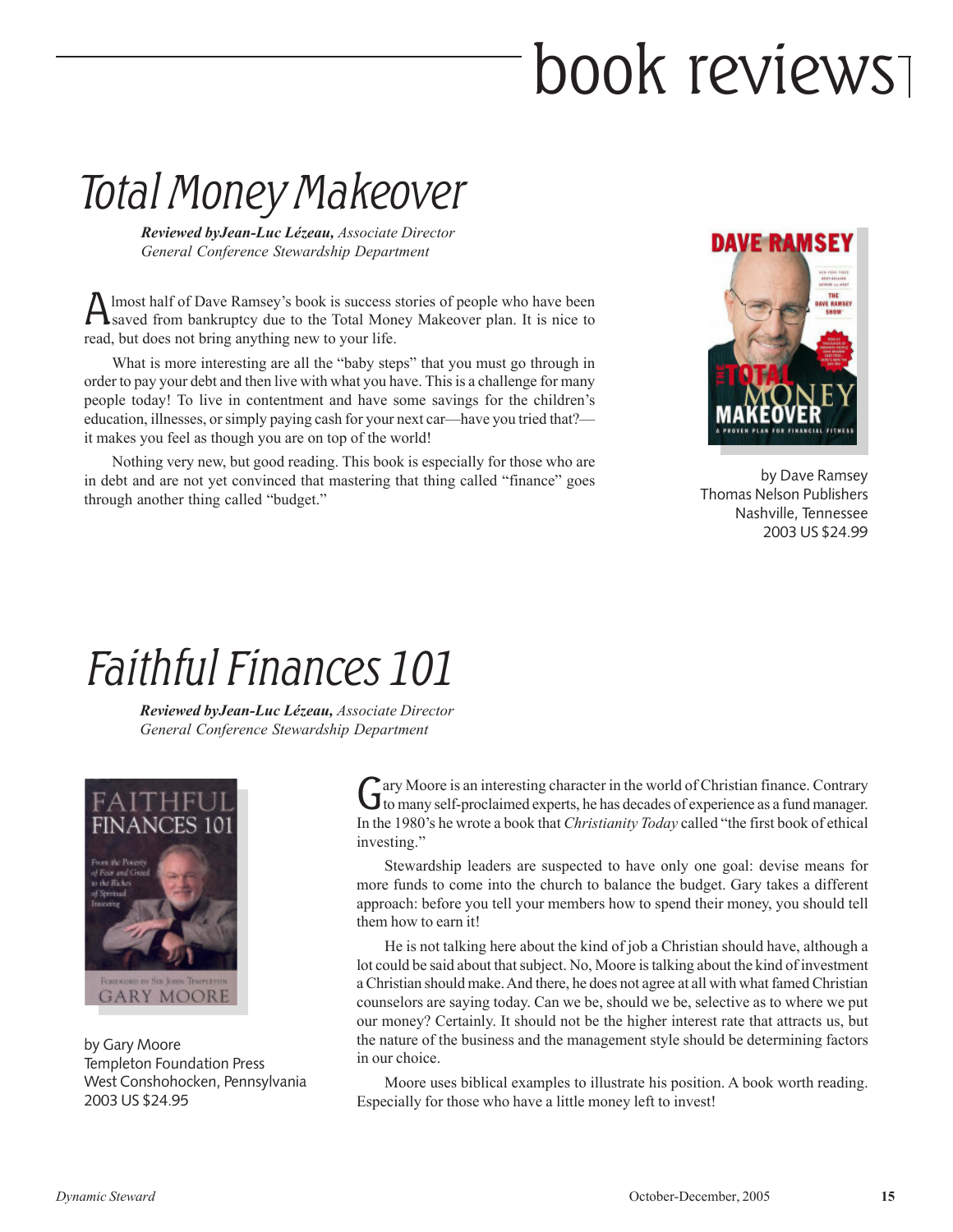# book reviews

## Total Money Makeover

***Reviewed byJean-Luc Lézeau,*** *Associate Director*
*General Conference Stewardship Department*

Almost half of Dave Ramsey's book is success stories of people who have been saved from bankruptcy due to the Total Money Makeover plan. It is nice to read, but does not bring anything new to your life.

What is more interesting are all the "baby steps" that you must go through in order to pay your debt and then live with what you have. This is a challenge for many people today! To live in contentment and have some savings for the children's education, illnesses, or simply paying cash for your next car—have you tried that?—it makes you feel as though you are on top of the world!

Nothing very new, but good reading. This book is especially for those who are in debt and are not yet convinced that mastering that thing called "finance" goes through another thing called "budget."

by Dave Ramsey
Thomas Nelson Publishers
Nashville, Tennessee
2003 US $24.99

## Faithful Finances 101

***Reviewed byJean-Luc Lézeau,*** *Associate Director*
*General Conference Stewardship Department*

by Gary Moore
Templeton Foundation Press
West Conshohocken, Pennsylvania
2003 US $24.95

Gary Moore is an interesting character in the world of Christian finance. Contrary to many self-proclaimed experts, he has decades of experience as a fund manager. In the 1980's he wrote a book that *Christianity Today* called "the first book of ethical investing."

Stewardship leaders are suspected to have only one goal: devise means for more funds to come into the church to balance the budget. Gary takes a different approach: before you tell your members how to spend their money, you should tell them how to earn it!

He is not talking here about the kind of job a Christian should have, although a lot could be said about that subject. No, Moore is talking about the kind of investment a Christian should make. And there, he does not agree at all with what famed Christian counselors are saying today. Can we be, should we be, selective as to where we put our money? Certainly. It should not be the higher interest rate that attracts us, but the nature of the business and the management style should be determining factors in our choice.

Moore uses biblical examples to illustrate his position. A book worth reading. Especially for those who have a little money left to invest!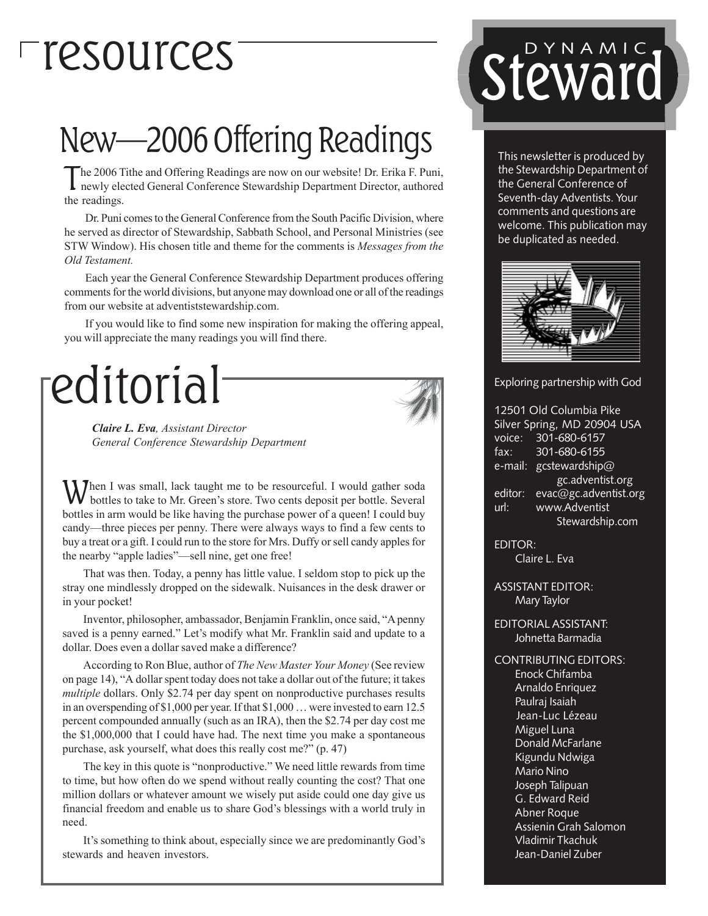# resources

## New—2006 Offering Readings

The 2006 Tithe and Offering Readings are now on our website! Dr. Erika F. Puni, newly elected General Conference Stewardship Department Director, authored the readings.

Dr. Puni comes to the General Conference from the South Pacific Division, where he served as director of Stewardship, Sabbath School, and Personal Ministries (see STW Window). His chosen title and theme for the comments is *Messages from the Old Testament.*

Each year the General Conference Stewardship Department produces offering comments for the world divisions, but anyone may download one or all of the readings from our website at adventiststewardship.com.

If you would like to find some new inspiration for making the offering appeal, you will appreciate the many readings you will find there.

# editorial

***Claire L. Eva****, Assistant Director*
*General Conference Stewardship Department*

When I was small, lack taught me to be resourceful. I would gather soda bottles to take to Mr. Green's store. Two cents deposit per bottle. Several bottles in arm would be like having the purchase power of a queen! I could buy candy—three pieces per penny. There were always ways to find a few cents to buy a treat or a gift. I could run to the store for Mrs. Duffy or sell candy apples for the nearby "apple ladies"—sell nine, get one free!

That was then. Today, a penny has little value. I seldom stop to pick up the stray one mindlessly dropped on the sidewalk. Nuisances in the desk drawer or in your pocket!

Inventor, philosopher, ambassador, Benjamin Franklin, once said, "A penny saved is a penny earned." Let's modify what Mr. Franklin said and update to a dollar. Does even a dollar saved make a difference?

According to Ron Blue, author of *The New Master Your Money* (See review on page 14), "A dollar spent today does not take a dollar out of the future; it takes *multiple* dollars. Only $2.74 per day spent on nonproductive purchases results in an overspending of $1,000 per year. If that $1,000 … were invested to earn 12.5 percent compounded annually (such as an IRA), then the $2.74 per day cost me the $1,000,000 that I could have had. The next time you make a spontaneous purchase, ask yourself, what does this really cost me?" (p. 47)

The key in this quote is "nonproductive." We need little rewards from time to time, but how often do we spend without really counting the cost? That one million dollars or whatever amount we wisely put aside could one day give us financial freedom and enable us to share God's blessings with a world truly in need.

It's something to think about, especially since we are predominantly God's stewards and heaven investors.

# DYNAMIC Steward

This newsletter is produced by the Stewardship Department of the General Conference of Seventh-day Adventists. Your comments and questions are welcome. This publication may be duplicated as needed.

Exploring partnership with God

12501 Old Columbia Pike
Silver Spring, MD 20904 USA
voice: 301-680-6157
fax: 301-680-6155
e-mail: gcstewardship@gc.adventist.org
editor: evac@gc.adventist.org
url: www.AdventistStewardship.com

EDITOR:
Claire L. Eva

ASSISTANT EDITOR:
Mary Taylor

EDITORIAL ASSISTANT:
Johnetta Barmadia

CONTRIBUTING EDITORS:
Enock Chifamba
Arnaldo Enriquez
Paulraj Isaiah
Jean-Luc Lézeau
Miguel Luna
Donald McFarlane
Kigundu Ndwiga
Mario Nino
Joseph Talipuan
G. Edward Reid
Abner Roque
Assienin Grah Salomon
Vladimir Tkachuk
Jean-Daniel Zuber